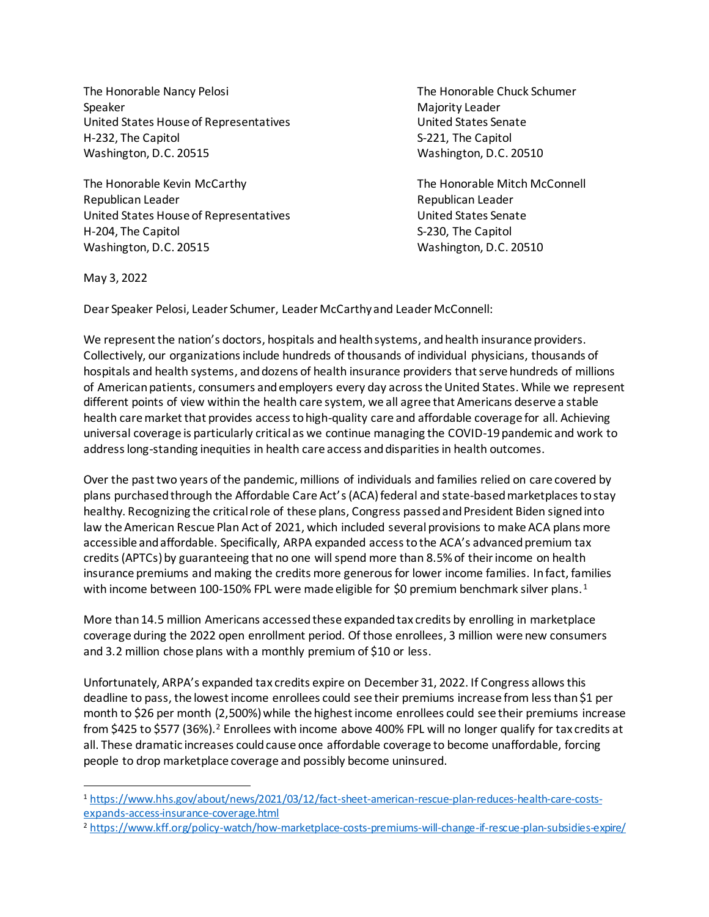The Honorable Nancy Pelosi
Speaker
United States House of Representatives
H-232, The Capitol
Washington, D.C. 20515

The Honorable Chuck Schumer
Majority Leader
United States Senate
S-221, The Capitol
Washington, D.C. 20510

The Honorable Kevin McCarthy
Republican Leader
United States House of Representatives
H-204, The Capitol
Washington, D.C. 20515

The Honorable Mitch McConnell
Republican Leader
United States Senate
S-230, The Capitol
Washington, D.C. 20510

May 3, 2022

Dear Speaker Pelosi, Leader Schumer, Leader McCarthy and Leader McConnell:

We represent the nation's doctors, hospitals and health systems, and health insurance providers. Collectively, our organizations include hundreds of thousands of individual physicians, thousands of hospitals and health systems, and dozens of health insurance providers that serve hundreds of millions of American patients, consumers and employers every day across the United States. While we represent different points of view within the health care system, we all agree that Americans deserve a stable health care market that provides access to high-quality care and affordable coverage for all. Achieving universal coverage is particularly critical as we continue managing the COVID-19 pandemic and work to address long-standing inequities in health care access and disparities in health outcomes.

Over the past two years of the pandemic, millions of individuals and families relied on care covered by plans purchased through the Affordable Care Act's (ACA) federal and state-based marketplaces to stay healthy. Recognizing the critical role of these plans, Congress passed and President Biden signed into law the American Rescue Plan Act of 2021, which included several provisions to make ACA plans more accessible and affordable. Specifically, ARPA expanded access to the ACA's advanced premium tax credits (APTCs) by guaranteeing that no one will spend more than 8.5% of their income on health insurance premiums and making the credits more generous for lower income families. In fact, families with income between 100-150% FPL were made eligible for $0 premium benchmark silver plans.[1]

More than 14.5 million Americans accessed these expanded tax credits by enrolling in marketplace coverage during the 2022 open enrollment period. Of those enrollees, 3 million were new consumers and 3.2 million chose plans with a monthly premium of $10 or less.

Unfortunately, ARPA's expanded tax credits expire on December 31, 2022. If Congress allows this deadline to pass, the lowest income enrollees could see their premiums increase from less than $1 per month to $26 per month (2,500%) while the highest income enrollees could see their premiums increase from $425 to $577 (36%).[2] Enrollees with income above 400% FPL will no longer qualify for tax credits at all. These dramatic increases could cause once affordable coverage to become unaffordable, forcing people to drop marketplace coverage and possibly become uninsured.

---

[1] https://www.hhs.gov/about/news/2021/03/12/fact-sheet-american-rescue-plan-reduces-health-care-costs-expands-access-insurance-coverage.html

[2] https://www.kff.org/policy-watch/how-marketplace-costs-premiums-will-change-if-rescue-plan-subsidies-expire/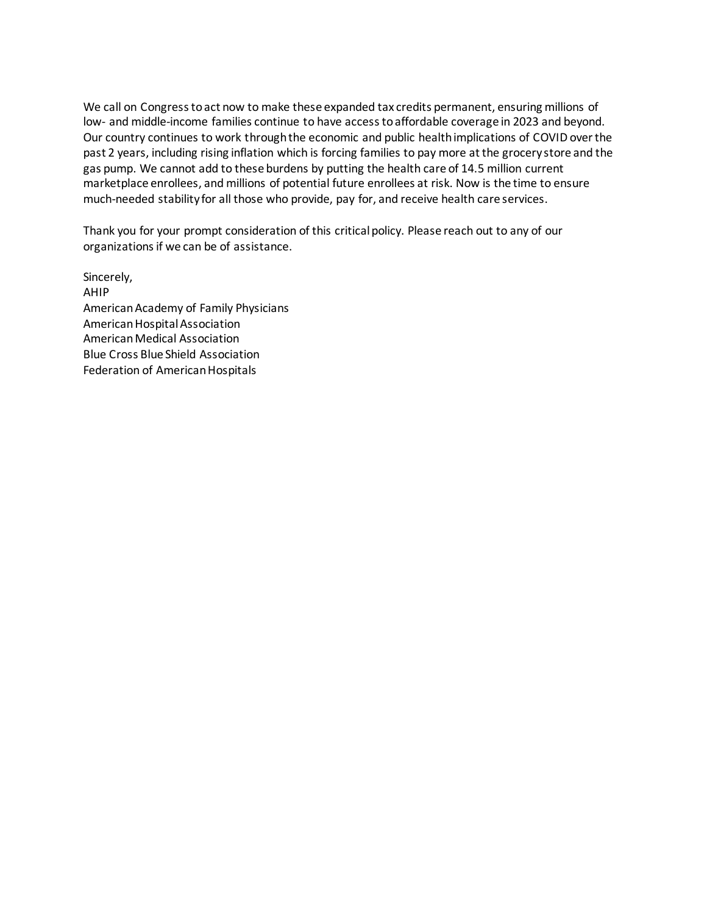We call on Congress to act now to make these expanded tax credits permanent, ensuring millions of low- and middle-income families continue to have access to affordable coverage in 2023 and beyond. Our country continues to work through the economic and public health implications of COVID over the past 2 years, including rising inflation which is forcing families to pay more at the grocery store and the gas pump. We cannot add to these burdens by putting the health care of 14.5 million current marketplace enrollees, and millions of potential future enrollees at risk. Now is the time to ensure much-needed stability for all those who provide, pay for, and receive health care services.

Thank you for your prompt consideration of this critical policy. Please reach out to any of our organizations if we can be of assistance.

Sincerely,
AHIP
American Academy of Family Physicians
American Hospital Association
American Medical Association
Blue Cross Blue Shield Association
Federation of American Hospitals